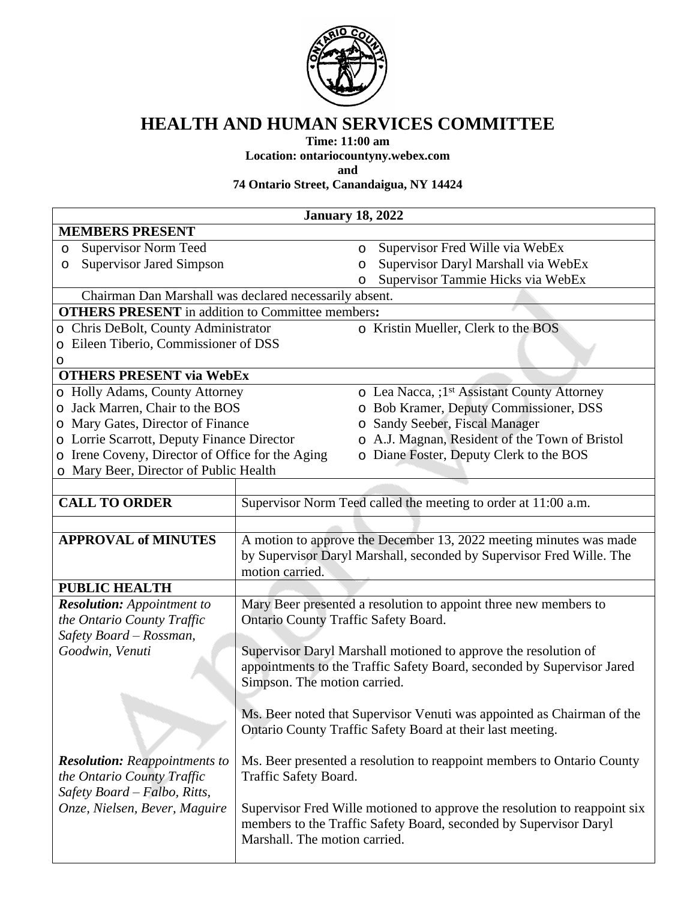# HEALTH AND HUMAN SERVICES COMMITTEE

**Time: 11:00 am**
**Location: ontariocountyny.webex.com**
**and**
**74 Ontario Street, Canandaigua, NY 14424**

**January 18, 2022**

**MEMBERS PRESENT**

- Supervisor Norm Teed
- Supervisor Jared Simpson
- Supervisor Fred Wille via WebEx
- Supervisor Daryl Marshall via WebEx
- Supervisor Tammie Hicks via WebEx

Chairman Dan Marshall was declared necessarily absent.

**OTHERS PRESENT** in addition to Committee members**:**

- Chris DeBolt, County Administrator
- Eileen Tiberio, Commissioner of DSS
- Kristin Mueller, Clerk to the BOS

**OTHERS PRESENT via WebEx**

- Holly Adams, County Attorney
- Jack Marren, Chair to the BOS
- Mary Gates, Director of Finance
- Lorrie Scarrott, Deputy Finance Director
- Irene Coveny, Director of Office for the Aging
- Mary Beer, Director of Public Health
- Lea Nacca, ;1st Assistant County Attorney
- Bob Kramer, Deputy Commissioner, DSS
- Sandy Seeber, Fiscal Manager
- A.J. Magnan, Resident of the Town of Bristol
- Diane Foster, Deputy Clerk to the BOS

| | |
|---|---|
| **CALL TO ORDER** | Supervisor Norm Teed called the meeting to order at 11:00 a.m. |
| **APPROVAL of MINUTES** | A motion to approve the December 13, 2022 meeting minutes was made by Supervisor Daryl Marshall, seconded by Supervisor Fred Wille. The motion carried. |
| **PUBLIC HEALTH** | |
| ***Resolution:*** *Appointment to the Ontario County Traffic Safety Board – Rossman, Goodwin, Venuti* | Mary Beer presented a resolution to appoint three new members to Ontario County Traffic Safety Board.<br><br>Supervisor Daryl Marshall motioned to approve the resolution of appointments to the Traffic Safety Board, seconded by Supervisor Jared Simpson. The motion carried.<br><br>Ms. Beer noted that Supervisor Venuti was appointed as Chairman of the Ontario County Traffic Safety Board at their last meeting. |
| ***Resolution:*** *Reappointments to the Ontario County Traffic Safety Board – Falbo, Ritts, Onze, Nielsen, Bever, Maguire* | Ms. Beer presented a resolution to reappoint members to Ontario County Traffic Safety Board.<br><br>Supervisor Fred Wille motioned to approve the resolution to reappoint six members to the Traffic Safety Board, seconded by Supervisor Daryl Marshall. The motion carried. |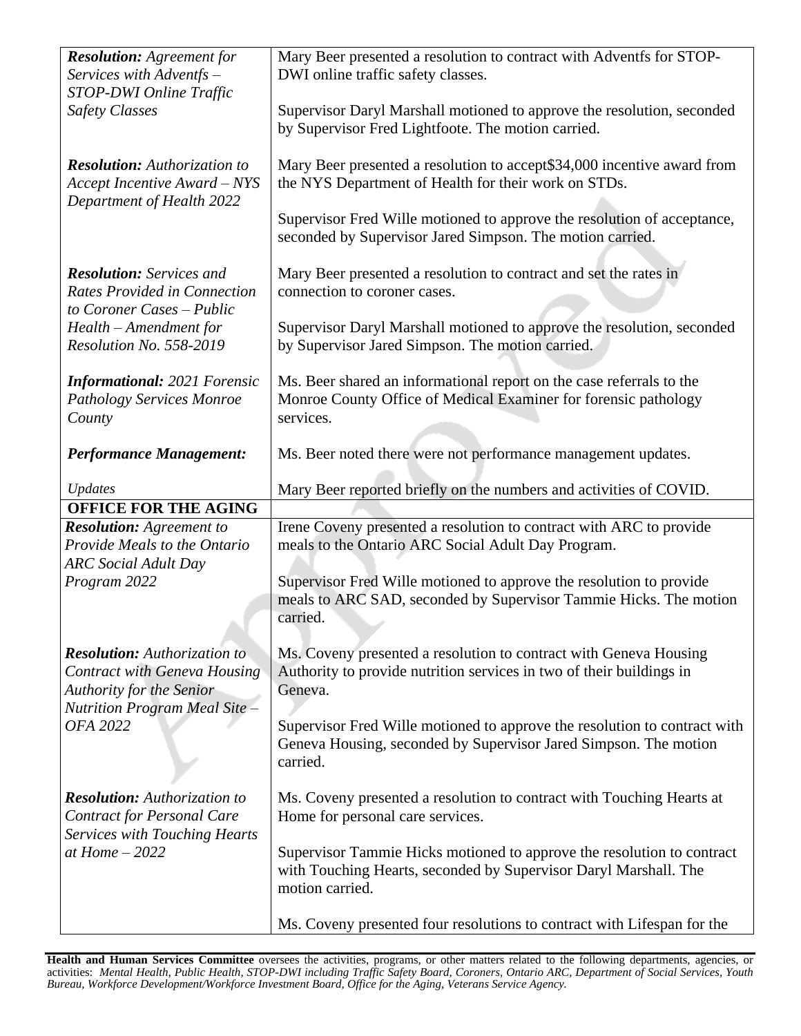| | |
|---|---|
| ***Resolution:*** *Agreement for Services with Adventfs – STOP-DWI Online Traffic Safety Classes* | Mary Beer presented a resolution to contract with Adventfs for STOP-DWI online traffic safety classes.<br><br>Supervisor Daryl Marshall motioned to approve the resolution, seconded by Supervisor Fred Lightfoote. The motion carried. |
| ***Resolution:*** *Authorization to Accept Incentive Award – NYS Department of Health 2022* | Mary Beer presented a resolution to accept$34,000 incentive award from the NYS Department of Health for their work on STDs.<br><br>Supervisor Fred Wille motioned to approve the resolution of acceptance, seconded by Supervisor Jared Simpson. The motion carried. |
| ***Resolution:*** *Services and Rates Provided in Connection to Coroner Cases – Public Health – Amendment for Resolution No. 558-2019* | Mary Beer presented a resolution to contract and set the rates in connection to coroner cases.<br><br>Supervisor Daryl Marshall motioned to approve the resolution, seconded by Supervisor Jared Simpson. The motion carried. |
| ***Informational:*** *2021 Forensic Pathology Services Monroe County* | Ms. Beer shared an informational report on the case referrals to the Monroe County Office of Medical Examiner for forensic pathology services. |
| ***Performance Management:*** | Ms. Beer noted there were not performance management updates. |
| *Updates* | Mary Beer reported briefly on the numbers and activities of COVID. |
| **OFFICE FOR THE AGING** | |
| ***Resolution:*** *Agreement to Provide Meals to the Ontario ARC Social Adult Day Program 2022* | Irene Coveny presented a resolution to contract with ARC to provide meals to the Ontario ARC Social Adult Day Program.<br><br>Supervisor Fred Wille motioned to approve the resolution to provide meals to ARC SAD, seconded by Supervisor Tammie Hicks. The motion carried. |
| ***Resolution:*** *Authorization to Contract with Geneva Housing Authority for the Senior Nutrition Program Meal Site – OFA 2022* | Ms. Coveny presented a resolution to contract with Geneva Housing Authority to provide nutrition services in two of their buildings in Geneva.<br><br>Supervisor Fred Wille motioned to approve the resolution to contract with Geneva Housing, seconded by Supervisor Jared Simpson. The motion carried. |
| ***Resolution:*** *Authorization to Contract for Personal Care Services with Touching Hearts at Home – 2022* | Ms. Coveny presented a resolution to contract with Touching Hearts at Home for personal care services.<br><br>Supervisor Tammie Hicks motioned to approve the resolution to contract with Touching Hearts, seconded by Supervisor Daryl Marshall. The motion carried. |
| | Ms. Coveny presented four resolutions to contract with Lifespan for the |

**Health and Human Services Committee** oversees the activities, programs, or other matters related to the following departments, agencies, or activities: *Mental Health, Public Health, STOP-DWI including Traffic Safety Board, Coroners, Ontario ARC, Department of Social Services, Youth Bureau, Workforce Development/Workforce Investment Board, Office for the Aging, Veterans Service Agency.*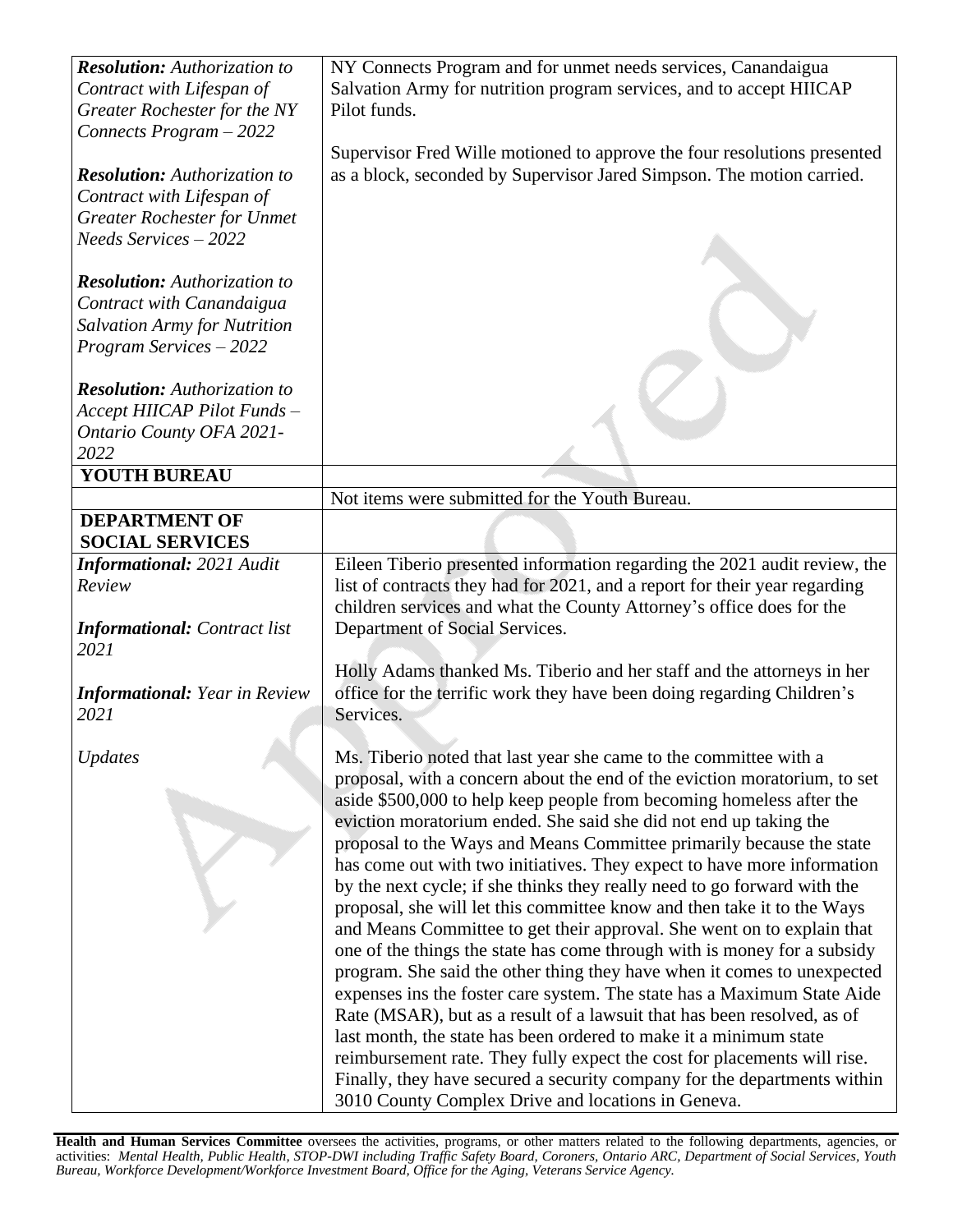| | |
|---|---|
| ***Resolution:*** *Authorization to Contract with Lifespan of Greater Rochester for the NY Connects Program – 2022*<br><br>***Resolution:*** *Authorization to Contract with Lifespan of Greater Rochester for Unmet Needs Services – 2022*<br><br>***Resolution:*** *Authorization to Contract with Canandaigua Salvation Army for Nutrition Program Services – 2022*<br><br>***Resolution:*** *Authorization to Accept HIICAP Pilot Funds – Ontario County OFA 2021-2022* | NY Connects Program and for unmet needs services, Canandaigua Salvation Army for nutrition program services, and to accept HIICAP Pilot funds.<br><br>Supervisor Fred Wille motioned to approve the four resolutions presented as a block, seconded by Supervisor Jared Simpson. The motion carried. |
| **YOUTH BUREAU** | |
| | Not items were submitted for the Youth Bureau. |
| **DEPARTMENT OF SOCIAL SERVICES** | |
| ***Informational:*** *2021 Audit Review*<br><br>***Informational:*** *Contract list 2021*<br><br>***Informational:*** *Year in Review 2021* | Eileen Tiberio presented information regarding the 2021 audit review, the list of contracts they had for 2021, and a report for their year regarding children services and what the County Attorney's office does for the Department of Social Services.<br><br>Holly Adams thanked Ms. Tiberio and her staff and the attorneys in her office for the terrific work they have been doing regarding Children's Services. |
| *Updates* | Ms. Tiberio noted that last year she came to the committee with a proposal, with a concern about the end of the eviction moratorium, to set aside $500,000 to help keep people from becoming homeless after the eviction moratorium ended. She said she did not end up taking the proposal to the Ways and Means Committee primarily because the state has come out with two initiatives. They expect to have more information by the next cycle; if she thinks they really need to go forward with the proposal, she will let this committee know and then take it to the Ways and Means Committee to get their approval. She went on to explain that one of the things the state has come through with is money for a subsidy program. She said the other thing they have when it comes to unexpected expenses ins the foster care system. The state has a Maximum State Aide Rate (MSAR), but as a result of a lawsuit that has been resolved, as of last month, the state has been ordered to make it a minimum state reimbursement rate. They fully expect the cost for placements will rise. Finally, they have secured a security company for the departments within 3010 County Complex Drive and locations in Geneva. |

**Health and Human Services Committee** oversees the activities, programs, or other matters related to the following departments, agencies, or activities: *Mental Health, Public Health, STOP-DWI including Traffic Safety Board, Coroners, Ontario ARC, Department of Social Services, Youth Bureau, Workforce Development/Workforce Investment Board, Office for the Aging, Veterans Service Agency.*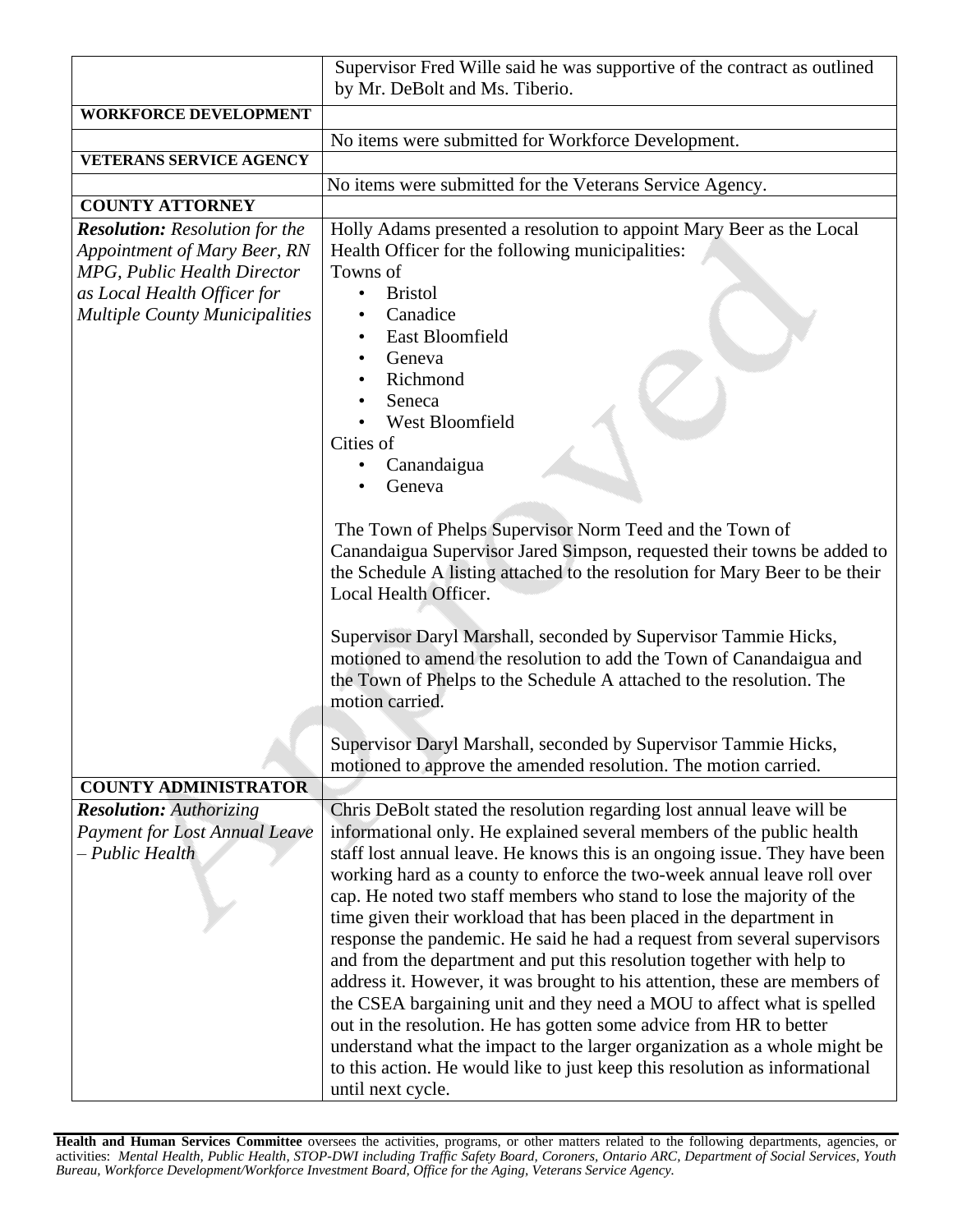| | |
|---|---|
| | Supervisor Fred Wille said he was supportive of the contract as outlined by Mr. DeBolt and Ms. Tiberio. |
| **WORKFORCE DEVELOPMENT** | |
| | No items were submitted for Workforce Development. |
| **VETERANS SERVICE AGENCY** | |
| | No items were submitted for the Veterans Service Agency. |
| **COUNTY ATTORNEY** | |
| ***Resolution:*** *Resolution for the Appointment of Mary Beer, RN MPG, Public Health Director as Local Health Officer for Multiple County Municipalities* | Holly Adams presented a resolution to appoint Mary Beer as the Local Health Officer for the following municipalities:<br>Towns of<br>• Bristol<br>• Canadice<br>• East Bloomfield<br>• Geneva<br>• Richmond<br>• Seneca<br>• West Bloomfield<br>Cities of<br>• Canandaigua<br>• Geneva<br><br>The Town of Phelps Supervisor Norm Teed and the Town of Canandaigua Supervisor Jared Simpson, requested their towns be added to the Schedule A listing attached to the resolution for Mary Beer to be their Local Health Officer.<br><br>Supervisor Daryl Marshall, seconded by Supervisor Tammie Hicks, motioned to amend the resolution to add the Town of Canandaigua and the Town of Phelps to the Schedule A attached to the resolution. The motion carried.<br><br>Supervisor Daryl Marshall, seconded by Supervisor Tammie Hicks, motioned to approve the amended resolution. The motion carried. |
| **COUNTY ADMINISTRATOR** | |
| ***Resolution:*** *Authorizing Payment for Lost Annual Leave – Public Health* | Chris DeBolt stated the resolution regarding lost annual leave will be informational only. He explained several members of the public health staff lost annual leave. He knows this is an ongoing issue. They have been working hard as a county to enforce the two-week annual leave roll over cap. He noted two staff members who stand to lose the majority of the time given their workload that has been placed in the department in response the pandemic. He said he had a request from several supervisors and from the department and put this resolution together with help to address it. However, it was brought to his attention, these are members of the CSEA bargaining unit and they need a MOU to affect what is spelled out in the resolution. He has gotten some advice from HR to better understand what the impact to the larger organization as a whole might be to this action. He would like to just keep this resolution as informational until next cycle. |

**Health and Human Services Committee** oversees the activities, programs, or other matters related to the following departments, agencies, or activities: *Mental Health, Public Health, STOP-DWI including Traffic Safety Board, Coroners, Ontario ARC, Department of Social Services, Youth Bureau, Workforce Development/Workforce Investment Board, Office for the Aging, Veterans Service Agency.*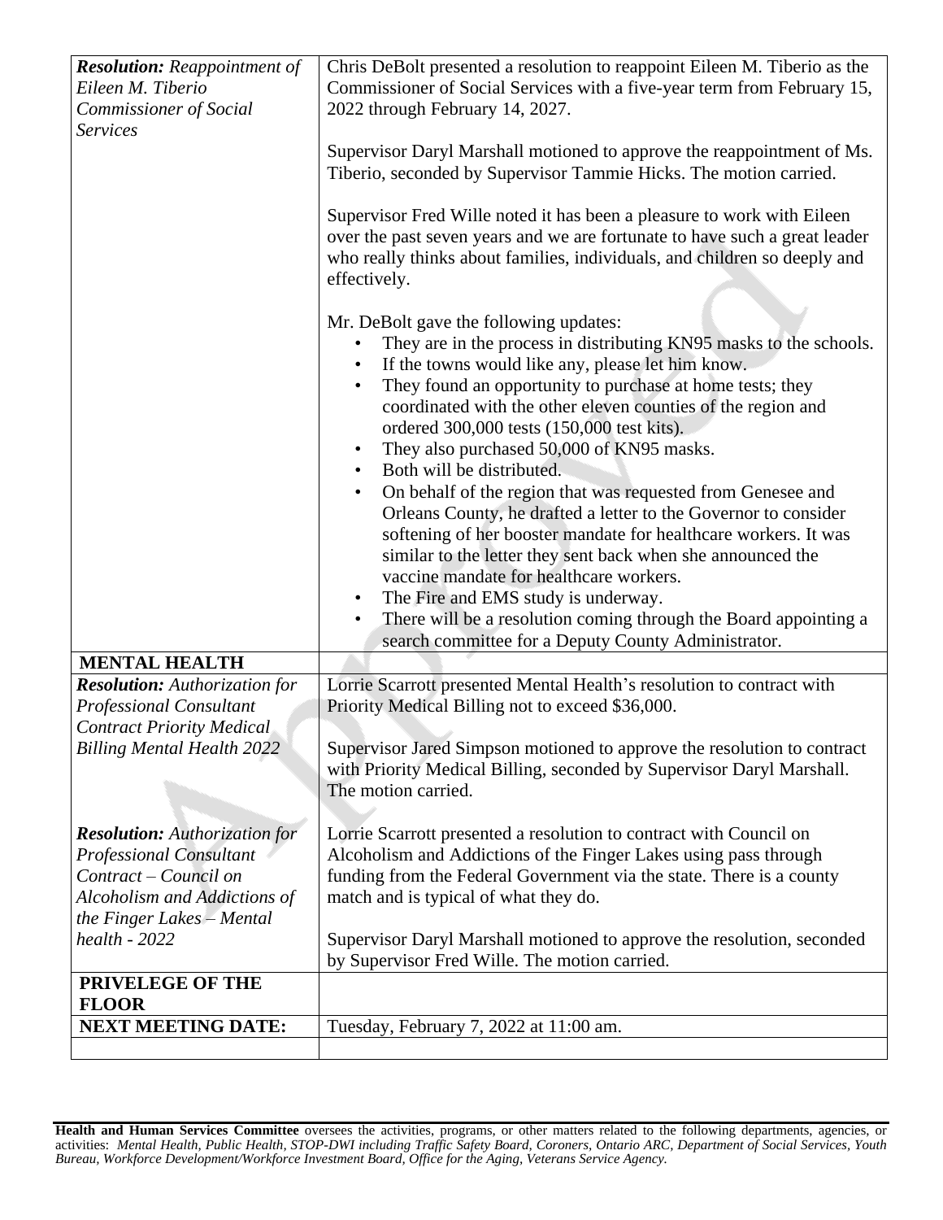| | |
|---|---|
| ***Resolution:** Reappointment of Eileen M. Tiberio Commissioner of Social Services* | Chris DeBolt presented a resolution to reappoint Eileen M. Tiberio as the Commissioner of Social Services with a five-year term from February 15, 2022 through February 14, 2027.<br><br>Supervisor Daryl Marshall motioned to approve the reappointment of Ms. Tiberio, seconded by Supervisor Tammie Hicks. The motion carried.<br><br>Supervisor Fred Wille noted it has been a pleasure to work with Eileen over the past seven years and we are fortunate to have such a great leader who really thinks about families, individuals, and children so deeply and effectively.<br><br>Mr. DeBolt gave the following updates:<br>• They are in the process in distributing KN95 masks to the schools.<br>• If the towns would like any, please let him know.<br>• They found an opportunity to purchase at home tests; they coordinated with the other eleven counties of the region and ordered 300,000 tests (150,000 test kits).<br>• They also purchased 50,000 of KN95 masks.<br>• Both will be distributed.<br>• On behalf of the region that was requested from Genesee and Orleans County, he drafted a letter to the Governor to consider softening of her booster mandate for healthcare workers. It was similar to the letter they sent back when she announced the vaccine mandate for healthcare workers.<br>• The Fire and EMS study is underway.<br>• There will be a resolution coming through the Board appointing a search committee for a Deputy County Administrator. |
| **MENTAL HEALTH** | |
| ***Resolution:** Authorization for Professional Consultant Contract Priority Medical Billing Mental Health 2022* | Lorrie Scarrott presented Mental Health's resolution to contract with Priority Medical Billing not to exceed $36,000.<br><br>Supervisor Jared Simpson motioned to approve the resolution to contract with Priority Medical Billing, seconded by Supervisor Daryl Marshall. The motion carried. |
| ***Resolution:** Authorization for Professional Consultant Contract – Council on Alcoholism and Addictions of the Finger Lakes – Mental health - 2022* | Lorrie Scarrott presented a resolution to contract with Council on Alcoholism and Addictions of the Finger Lakes using pass through funding from the Federal Government via the state. There is a county match and is typical of what they do.<br><br>Supervisor Daryl Marshall motioned to approve the resolution, seconded by Supervisor Fred Wille. The motion carried. |
| **PRIVELEGE OF THE FLOOR** | |
| **NEXT MEETING DATE:** | Tuesday, February 7, 2022 at 11:00 am. |
| | |

**Health and Human Services Committee** oversees the activities, programs, or other matters related to the following departments, agencies, or activities: *Mental Health, Public Health, STOP-DWI including Traffic Safety Board, Coroners, Ontario ARC, Department of Social Services, Youth Bureau, Workforce Development/Workforce Investment Board, Office for the Aging, Veterans Service Agency.*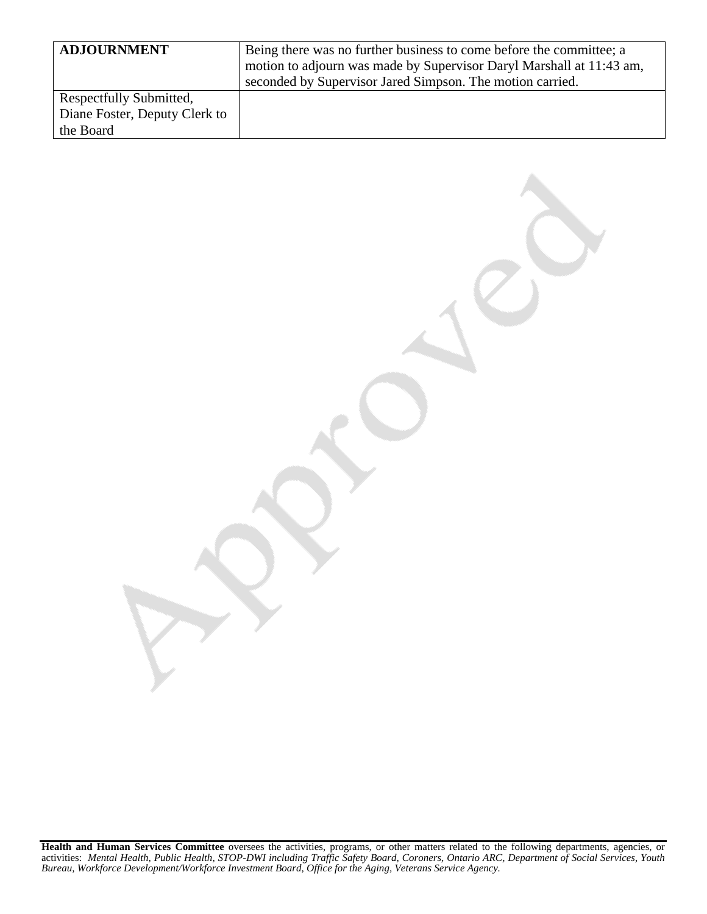| | |
|---|---|
| **ADJOURNMENT** | Being there was no further business to come before the committee; a motion to adjourn was made by Supervisor Daryl Marshall at 11:43 am, seconded by Supervisor Jared Simpson. The motion carried. |
| Respectfully Submitted, Diane Foster, Deputy Clerk to the Board | |

Approved

**Health and Human Services Committee** oversees the activities, programs, or other matters related to the following departments, agencies, or activities: *Mental Health, Public Health, STOP-DWI including Traffic Safety Board, Coroners, Ontario ARC, Department of Social Services, Youth Bureau, Workforce Development/Workforce Investment Board, Office for the Aging, Veterans Service Agency.*